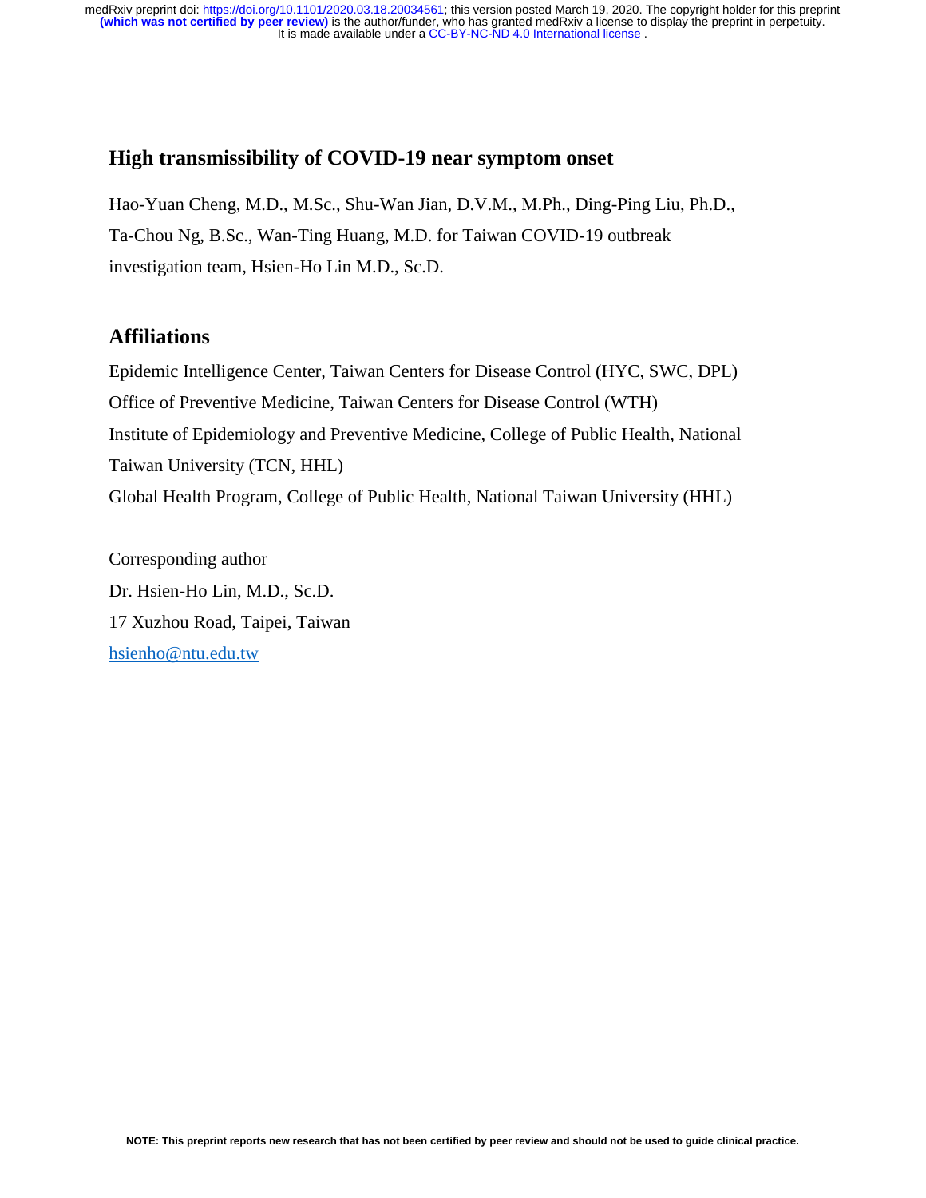# High transmissibility of COVID-19 near symptom onset

Hao-Yuan Cheng, M.D., M.Sc., Shu-Wan Jian, D.V.M., M.Ph., Ding-Ping Liu, Ph.D., Ta-Chou Ng, B.Sc., Wan-Ting Huang, M.D. for Taiwan COVID-19 outbreak investigation team, Hsien-Ho Lin M.D., Sc.D.

## Affiliations

Epidemic Intelligence Center, Taiwan Centers for Disease Control (HYC, SWC, DPL)

Office of Preventive Medicine, Taiwan Centers for Disease Control (WTH)

Institute of Epidemiology and Preventive Medicine, College of Public Health, National Taiwan University (TCN, HHL)

Global Health Program, College of Public Health, National Taiwan University (HHL)

Corresponding author

Dr. Hsien-Ho Lin, M.D., Sc.D.

17 Xuzhou Road, Taipei, Taiwan

hsienho@ntu.edu.tw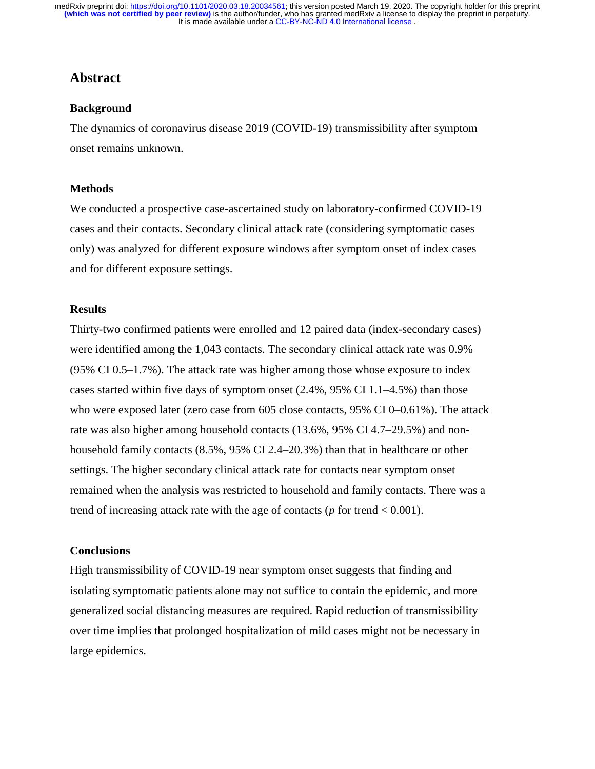## Abstract

### Background

The dynamics of coronavirus disease 2019 (COVID-19) transmissibility after symptom onset remains unknown.

### Methods

We conducted a prospective case-ascertained study on laboratory-confirmed COVID-19 cases and their contacts. Secondary clinical attack rate (considering symptomatic cases only) was analyzed for different exposure windows after symptom onset of index cases and for different exposure settings.

### Results

Thirty-two confirmed patients were enrolled and 12 paired data (index-secondary cases) were identified among the 1,043 contacts. The secondary clinical attack rate was 0.9% (95% CI 0.5–1.7%). The attack rate was higher among those whose exposure to index cases started within five days of symptom onset (2.4%, 95% CI 1.1–4.5%) than those who were exposed later (zero case from 605 close contacts, 95% CI 0–0.61%). The attack rate was also higher among household contacts (13.6%, 95% CI 4.7–29.5%) and non-household family contacts (8.5%, 95% CI 2.4–20.3%) than that in healthcare or other settings. The higher secondary clinical attack rate for contacts near symptom onset remained when the analysis was restricted to household and family contacts. There was a trend of increasing attack rate with the age of contacts ($p$ for trend $< 0.001$).

### Conclusions

High transmissibility of COVID-19 near symptom onset suggests that finding and isolating symptomatic patients alone may not suffice to contain the epidemic, and more generalized social distancing measures are required. Rapid reduction of transmissibility over time implies that prolonged hospitalization of mild cases might not be necessary in large epidemics.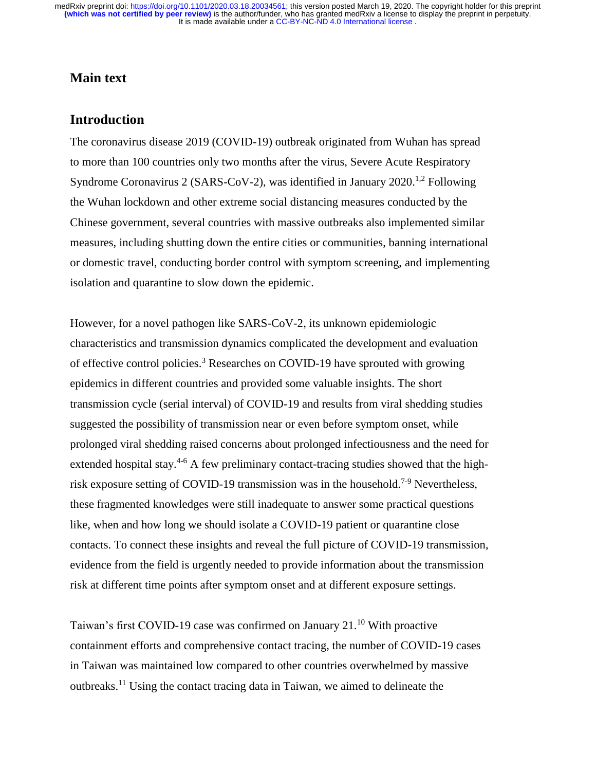## Main text

## Introduction

The coronavirus disease 2019 (COVID-19) outbreak originated from Wuhan has spread to more than 100 countries only two months after the virus, Severe Acute Respiratory Syndrome Coronavirus 2 (SARS-CoV-2), was identified in January 2020.[1,2] Following the Wuhan lockdown and other extreme social distancing measures conducted by the Chinese government, several countries with massive outbreaks also implemented similar measures, including shutting down the entire cities or communities, banning international or domestic travel, conducting border control with symptom screening, and implementing isolation and quarantine to slow down the epidemic.

However, for a novel pathogen like SARS-CoV-2, its unknown epidemiologic characteristics and transmission dynamics complicated the development and evaluation of effective control policies.[3] Researches on COVID-19 have sprouted with growing epidemics in different countries and provided some valuable insights. The short transmission cycle (serial interval) of COVID-19 and results from viral shedding studies suggested the possibility of transmission near or even before symptom onset, while prolonged viral shedding raised concerns about prolonged infectiousness and the need for extended hospital stay.[4-6] A few preliminary contact-tracing studies showed that the high-risk exposure setting of COVID-19 transmission was in the household.[7-9] Nevertheless, these fragmented knowledges were still inadequate to answer some practical questions like, when and how long we should isolate a COVID-19 patient or quarantine close contacts. To connect these insights and reveal the full picture of COVID-19 transmission, evidence from the field is urgently needed to provide information about the transmission risk at different time points after symptom onset and at different exposure settings.

Taiwan's first COVID-19 case was confirmed on January 21.[10] With proactive containment efforts and comprehensive contact tracing, the number of COVID-19 cases in Taiwan was maintained low compared to other countries overwhelmed by massive outbreaks.[11] Using the contact tracing data in Taiwan, we aimed to delineate the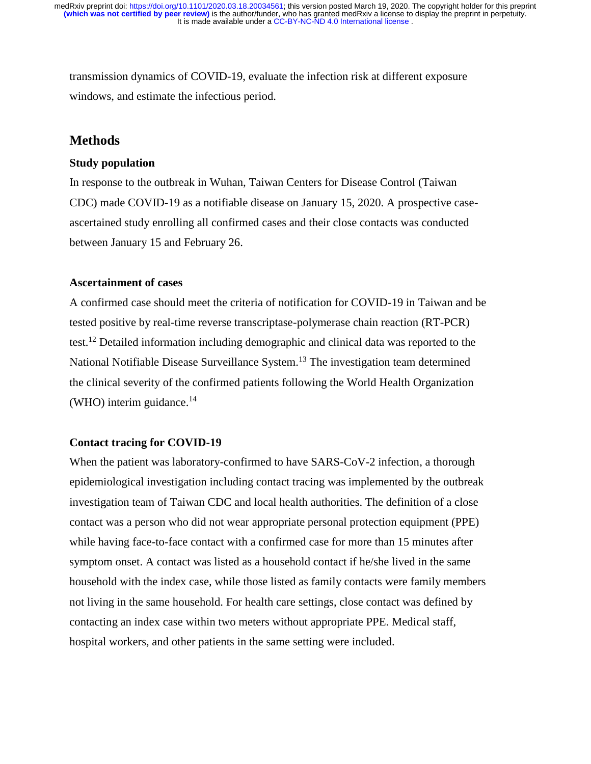transmission dynamics of COVID-19, evaluate the infection risk at different exposure windows, and estimate the infectious period.

## Methods

### Study population

In response to the outbreak in Wuhan, Taiwan Centers for Disease Control (Taiwan CDC) made COVID-19 as a notifiable disease on January 15, 2020. A prospective case-ascertained study enrolling all confirmed cases and their close contacts was conducted between January 15 and February 26.

### Ascertainment of cases

A confirmed case should meet the criteria of notification for COVID-19 in Taiwan and be tested positive by real-time reverse transcriptase-polymerase chain reaction (RT-PCR) test.[12] Detailed information including demographic and clinical data was reported to the National Notifiable Disease Surveillance System.[13] The investigation team determined the clinical severity of the confirmed patients following the World Health Organization (WHO) interim guidance.[14]

### Contact tracing for COVID-19

When the patient was laboratory-confirmed to have SARS-CoV-2 infection, a thorough epidemiological investigation including contact tracing was implemented by the outbreak investigation team of Taiwan CDC and local health authorities. The definition of a close contact was a person who did not wear appropriate personal protection equipment (PPE) while having face-to-face contact with a confirmed case for more than 15 minutes after symptom onset. A contact was listed as a household contact if he/she lived in the same household with the index case, while those listed as family contacts were family members not living in the same household. For health care settings, close contact was defined by contacting an index case within two meters without appropriate PPE. Medical staff, hospital workers, and other patients in the same setting were included.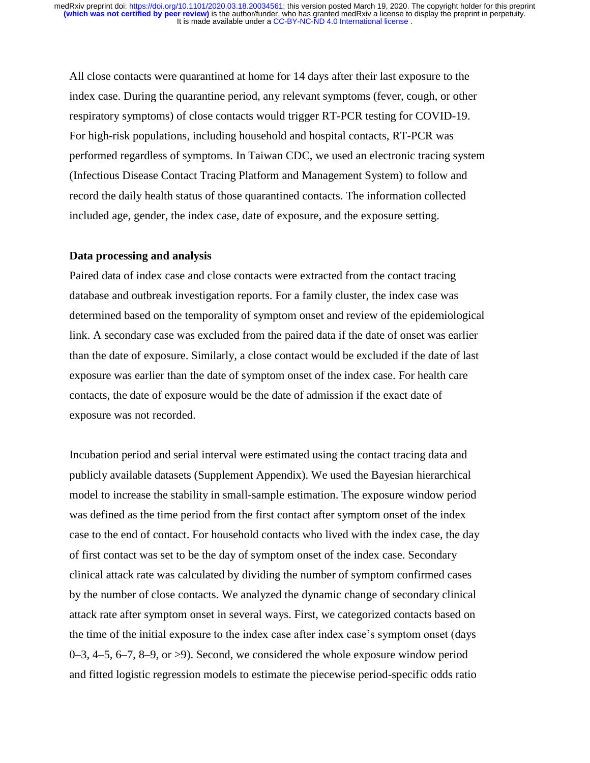All close contacts were quarantined at home for 14 days after their last exposure to the index case. During the quarantine period, any relevant symptoms (fever, cough, or other respiratory symptoms) of close contacts would trigger RT-PCR testing for COVID-19. For high-risk populations, including household and hospital contacts, RT-PCR was performed regardless of symptoms. In Taiwan CDC, we used an electronic tracing system (Infectious Disease Contact Tracing Platform and Management System) to follow and record the daily health status of those quarantined contacts. The information collected included age, gender, the index case, date of exposure, and the exposure setting.

**Data processing and analysis**

Paired data of index case and close contacts were extracted from the contact tracing database and outbreak investigation reports. For a family cluster, the index case was determined based on the temporality of symptom onset and review of the epidemiological link. A secondary case was excluded from the paired data if the date of onset was earlier than the date of exposure. Similarly, a close contact would be excluded if the date of last exposure was earlier than the date of symptom onset of the index case. For health care contacts, the date of exposure would be the date of admission if the exact date of exposure was not recorded.

Incubation period and serial interval were estimated using the contact tracing data and publicly available datasets (Supplement Appendix). We used the Bayesian hierarchical model to increase the stability in small-sample estimation. The exposure window period was defined as the time period from the first contact after symptom onset of the index case to the end of contact. For household contacts who lived with the index case, the day of first contact was set to be the day of symptom onset of the index case. Secondary clinical attack rate was calculated by dividing the number of symptom confirmed cases by the number of close contacts. We analyzed the dynamic change of secondary clinical attack rate after symptom onset in several ways. First, we categorized contacts based on the time of the initial exposure to the index case after index case's symptom onset (days 0–3, 4–5, 6–7, 8–9, or >9). Second, we considered the whole exposure window period and fitted logistic regression models to estimate the piecewise period-specific odds ratio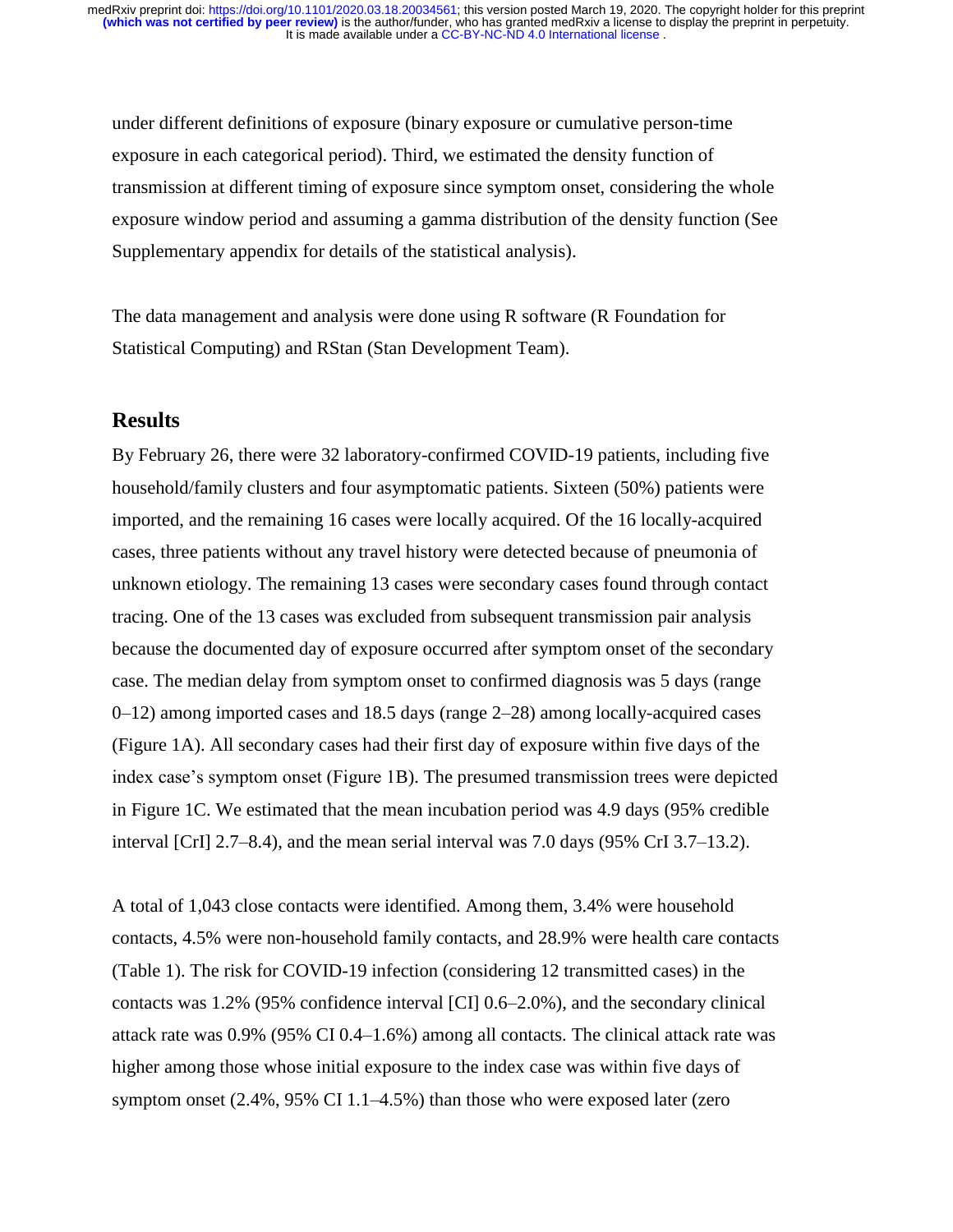under different definitions of exposure (binary exposure or cumulative person-time exposure in each categorical period). Third, we estimated the density function of transmission at different timing of exposure since symptom onset, considering the whole exposure window period and assuming a gamma distribution of the density function (See Supplementary appendix for details of the statistical analysis).

The data management and analysis were done using R software (R Foundation for Statistical Computing) and RStan (Stan Development Team).

## Results

By February 26, there were 32 laboratory-confirmed COVID-19 patients, including five household/family clusters and four asymptomatic patients. Sixteen (50%) patients were imported, and the remaining 16 cases were locally acquired. Of the 16 locally-acquired cases, three patients without any travel history were detected because of pneumonia of unknown etiology. The remaining 13 cases were secondary cases found through contact tracing. One of the 13 cases was excluded from subsequent transmission pair analysis because the documented day of exposure occurred after symptom onset of the secondary case. The median delay from symptom onset to confirmed diagnosis was 5 days (range 0–12) among imported cases and 18.5 days (range 2–28) among locally-acquired cases (Figure 1A). All secondary cases had their first day of exposure within five days of the index case's symptom onset (Figure 1B). The presumed transmission trees were depicted in Figure 1C. We estimated that the mean incubation period was 4.9 days (95% credible interval [CrI] 2.7–8.4), and the mean serial interval was 7.0 days (95% CrI 3.7–13.2).

A total of 1,043 close contacts were identified. Among them, 3.4% were household contacts, 4.5% were non-household family contacts, and 28.9% were health care contacts (Table 1). The risk for COVID-19 infection (considering 12 transmitted cases) in the contacts was 1.2% (95% confidence interval [CI] 0.6–2.0%), and the secondary clinical attack rate was 0.9% (95% CI 0.4–1.6%) among all contacts. The clinical attack rate was higher among those whose initial exposure to the index case was within five days of symptom onset (2.4%, 95% CI 1.1–4.5%) than those who were exposed later (zero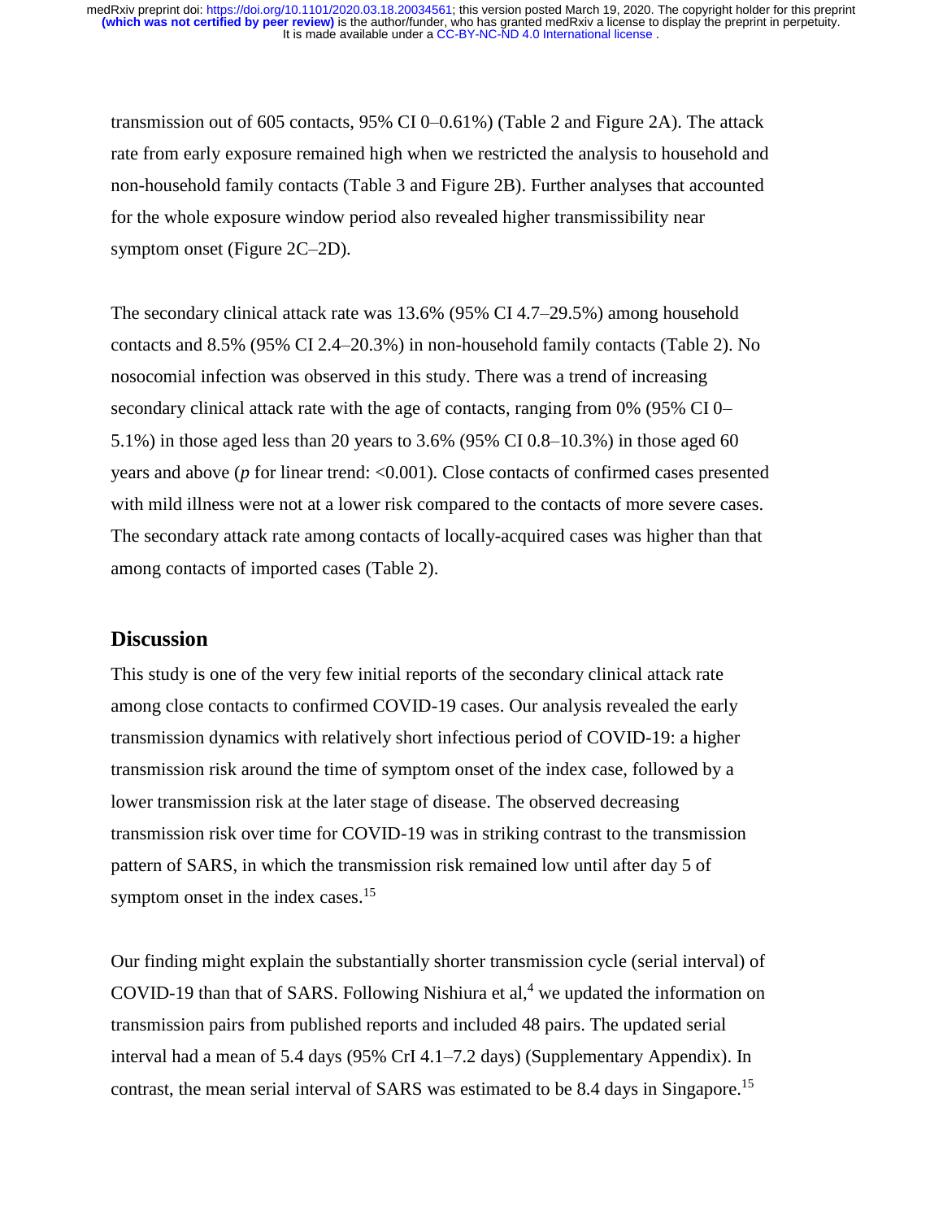transmission out of 605 contacts, 95% CI 0–0.61%) (Table 2 and Figure 2A). The attack rate from early exposure remained high when we restricted the analysis to household and non-household family contacts (Table 3 and Figure 2B). Further analyses that accounted for the whole exposure window period also revealed higher transmissibility near symptom onset (Figure 2C–2D).

The secondary clinical attack rate was 13.6% (95% CI 4.7–29.5%) among household contacts and 8.5% (95% CI 2.4–20.3%) in non-household family contacts (Table 2). No nosocomial infection was observed in this study. There was a trend of increasing secondary clinical attack rate with the age of contacts, ranging from 0% (95% CI 0–5.1%) in those aged less than 20 years to 3.6% (95% CI 0.8–10.3%) in those aged 60 years and above (*p* for linear trend: <0.001). Close contacts of confirmed cases presented with mild illness were not at a lower risk compared to the contacts of more severe cases. The secondary attack rate among contacts of locally-acquired cases was higher than that among contacts of imported cases (Table 2).

## Discussion

This study is one of the very few initial reports of the secondary clinical attack rate among close contacts to confirmed COVID-19 cases. Our analysis revealed the early transmission dynamics with relatively short infectious period of COVID-19: a higher transmission risk around the time of symptom onset of the index case, followed by a lower transmission risk at the later stage of disease. The observed decreasing transmission risk over time for COVID-19 was in striking contrast to the transmission pattern of SARS, in which the transmission risk remained low until after day 5 of symptom onset in the index cases.[15]

Our finding might explain the substantially shorter transmission cycle (serial interval) of COVID-19 than that of SARS. Following Nishiura et al,[4] we updated the information on transmission pairs from published reports and included 48 pairs. The updated serial interval had a mean of 5.4 days (95% CrI 4.1–7.2 days) (Supplementary Appendix). In contrast, the mean serial interval of SARS was estimated to be 8.4 days in Singapore.[15]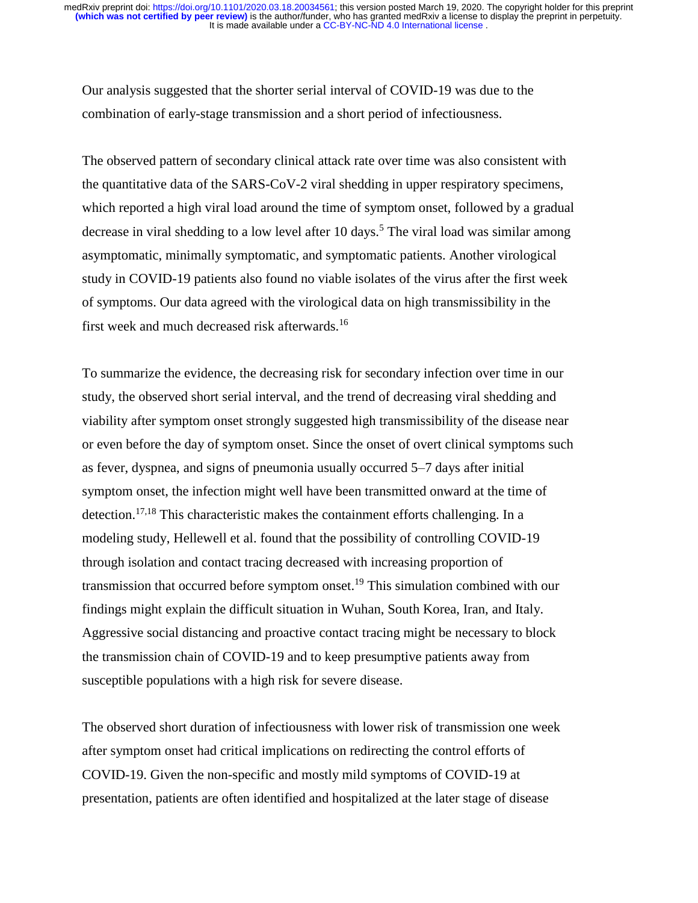Our analysis suggested that the shorter serial interval of COVID-19 was due to the combination of early-stage transmission and a short period of infectiousness.

The observed pattern of secondary clinical attack rate over time was also consistent with the quantitative data of the SARS-CoV-2 viral shedding in upper respiratory specimens, which reported a high viral load around the time of symptom onset, followed by a gradual decrease in viral shedding to a low level after 10 days.[5] The viral load was similar among asymptomatic, minimally symptomatic, and symptomatic patients. Another virological study in COVID-19 patients also found no viable isolates of the virus after the first week of symptoms. Our data agreed with the virological data on high transmissibility in the first week and much decreased risk afterwards.[16]

To summarize the evidence, the decreasing risk for secondary infection over time in our study, the observed short serial interval, and the trend of decreasing viral shedding and viability after symptom onset strongly suggested high transmissibility of the disease near or even before the day of symptom onset. Since the onset of overt clinical symptoms such as fever, dyspnea, and signs of pneumonia usually occurred 5–7 days after initial symptom onset, the infection might well have been transmitted onward at the time of detection.[17,18] This characteristic makes the containment efforts challenging. In a modeling study, Hellewell et al. found that the possibility of controlling COVID-19 through isolation and contact tracing decreased with increasing proportion of transmission that occurred before symptom onset.[19] This simulation combined with our findings might explain the difficult situation in Wuhan, South Korea, Iran, and Italy. Aggressive social distancing and proactive contact tracing might be necessary to block the transmission chain of COVID-19 and to keep presumptive patients away from susceptible populations with a high risk for severe disease.

The observed short duration of infectiousness with lower risk of transmission one week after symptom onset had critical implications on redirecting the control efforts of COVID-19. Given the non-specific and mostly mild symptoms of COVID-19 at presentation, patients are often identified and hospitalized at the later stage of disease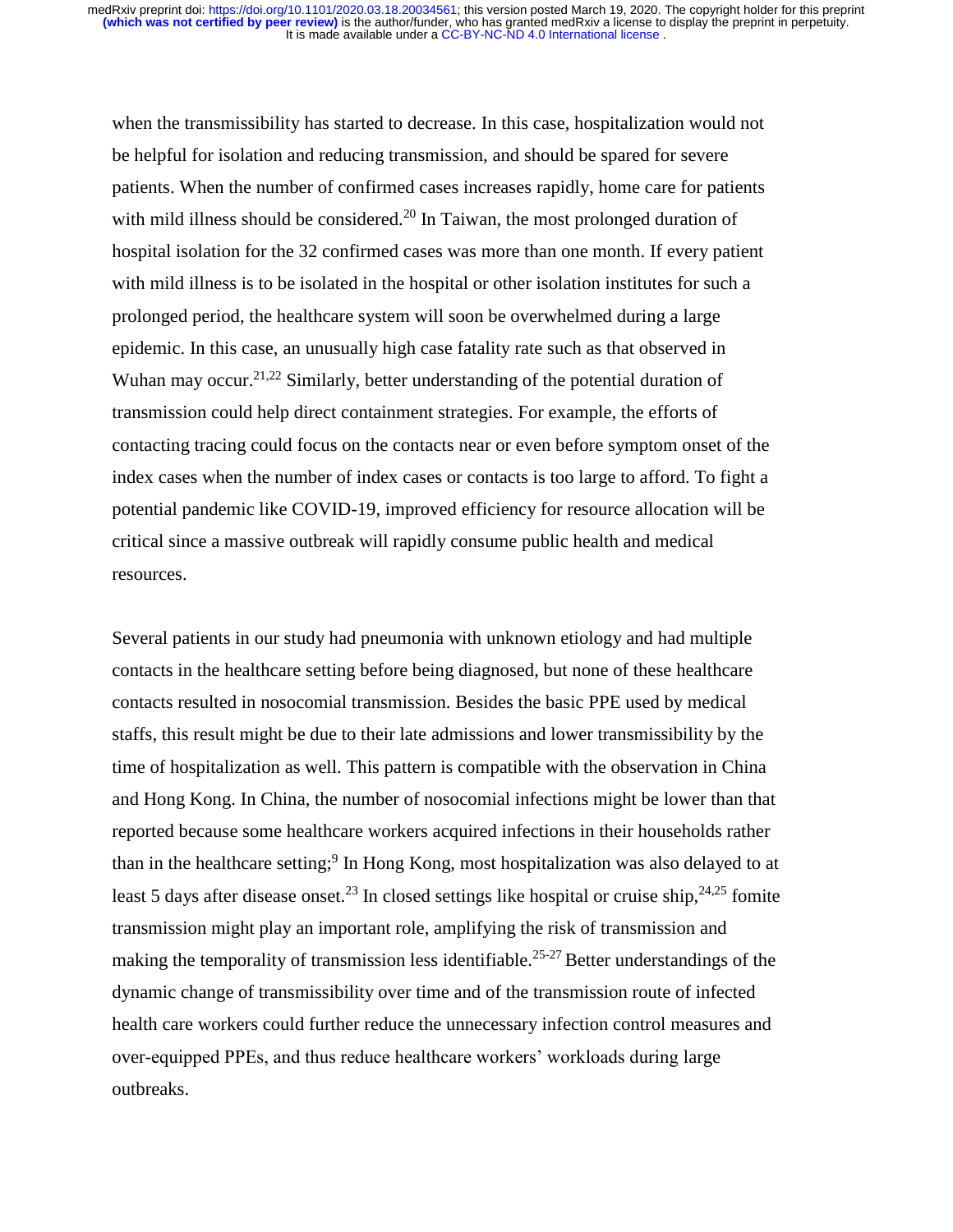when the transmissibility has started to decrease. In this case, hospitalization would not be helpful for isolation and reducing transmission, and should be spared for severe patients. When the number of confirmed cases increases rapidly, home care for patients with mild illness should be considered.[20] In Taiwan, the most prolonged duration of hospital isolation for the 32 confirmed cases was more than one month. If every patient with mild illness is to be isolated in the hospital or other isolation institutes for such a prolonged period, the healthcare system will soon be overwhelmed during a large epidemic. In this case, an unusually high case fatality rate such as that observed in Wuhan may occur.[21,22] Similarly, better understanding of the potential duration of transmission could help direct containment strategies. For example, the efforts of contacting tracing could focus on the contacts near or even before symptom onset of the index cases when the number of index cases or contacts is too large to afford. To fight a potential pandemic like COVID-19, improved efficiency for resource allocation will be critical since a massive outbreak will rapidly consume public health and medical resources.

Several patients in our study had pneumonia with unknown etiology and had multiple contacts in the healthcare setting before being diagnosed, but none of these healthcare contacts resulted in nosocomial transmission. Besides the basic PPE used by medical staffs, this result might be due to their late admissions and lower transmissibility by the time of hospitalization as well. This pattern is compatible with the observation in China and Hong Kong. In China, the number of nosocomial infections might be lower than that reported because some healthcare workers acquired infections in their households rather than in the healthcare setting;[9] In Hong Kong, most hospitalization was also delayed to at least 5 days after disease onset.[23] In closed settings like hospital or cruise ship,[24,25] fomite transmission might play an important role, amplifying the risk of transmission and making the temporality of transmission less identifiable.[25-27] Better understandings of the dynamic change of transmissibility over time and of the transmission route of infected health care workers could further reduce the unnecessary infection control measures and over-equipped PPEs, and thus reduce healthcare workers' workloads during large outbreaks.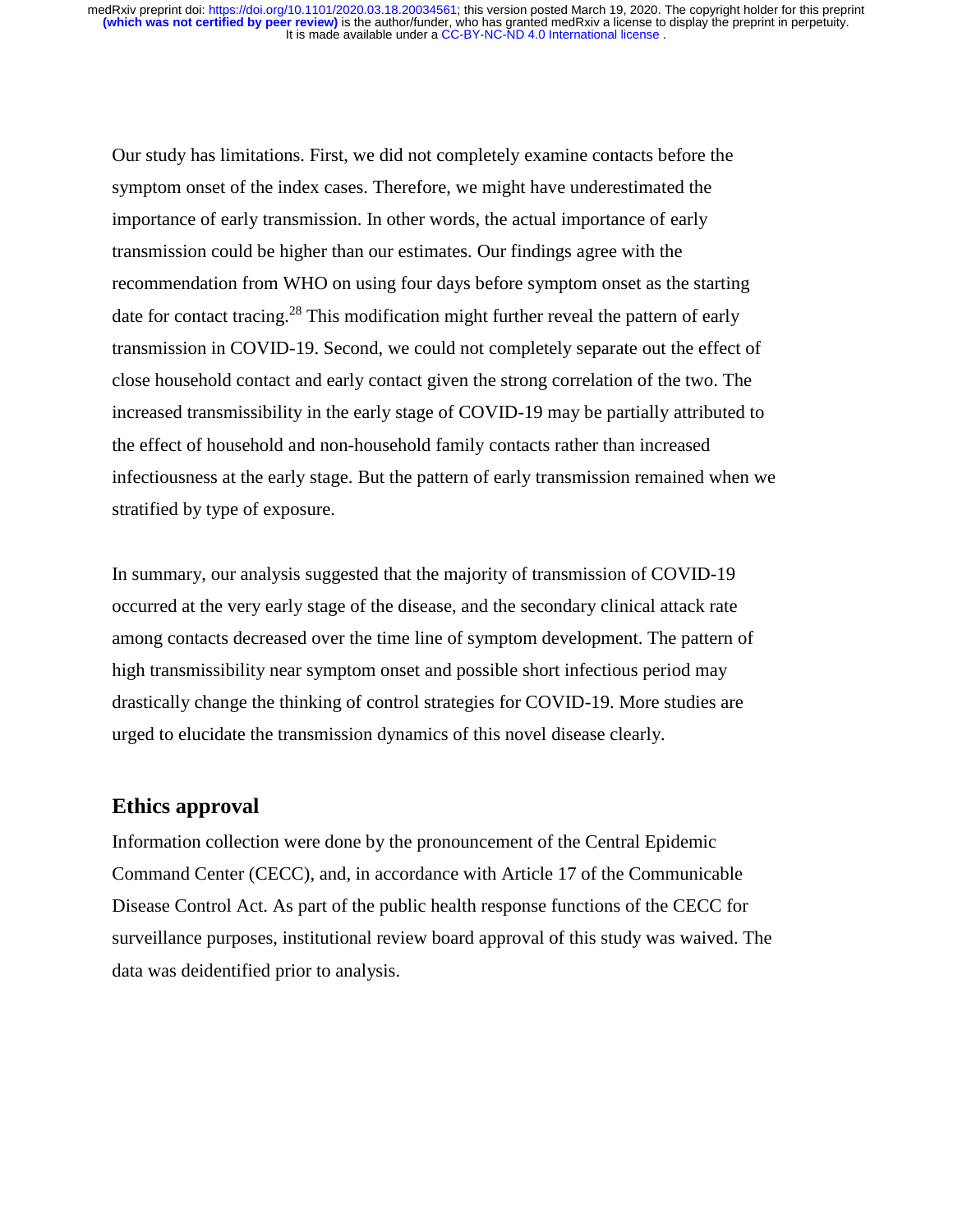Our study has limitations. First, we did not completely examine contacts before the symptom onset of the index cases. Therefore, we might have underestimated the importance of early transmission. In other words, the actual importance of early transmission could be higher than our estimates. Our findings agree with the recommendation from WHO on using four days before symptom onset as the starting date for contact tracing.[28] This modification might further reveal the pattern of early transmission in COVID-19. Second, we could not completely separate out the effect of close household contact and early contact given the strong correlation of the two. The increased transmissibility in the early stage of COVID-19 may be partially attributed to the effect of household and non-household family contacts rather than increased infectiousness at the early stage. But the pattern of early transmission remained when we stratified by type of exposure.

In summary, our analysis suggested that the majority of transmission of COVID-19 occurred at the very early stage of the disease, and the secondary clinical attack rate among contacts decreased over the time line of symptom development. The pattern of high transmissibility near symptom onset and possible short infectious period may drastically change the thinking of control strategies for COVID-19. More studies are urged to elucidate the transmission dynamics of this novel disease clearly.

## Ethics approval

Information collection were done by the pronouncement of the Central Epidemic Command Center (CECC), and, in accordance with Article 17 of the Communicable Disease Control Act. As part of the public health response functions of the CECC for surveillance purposes, institutional review board approval of this study was waived. The data was deidentified prior to analysis.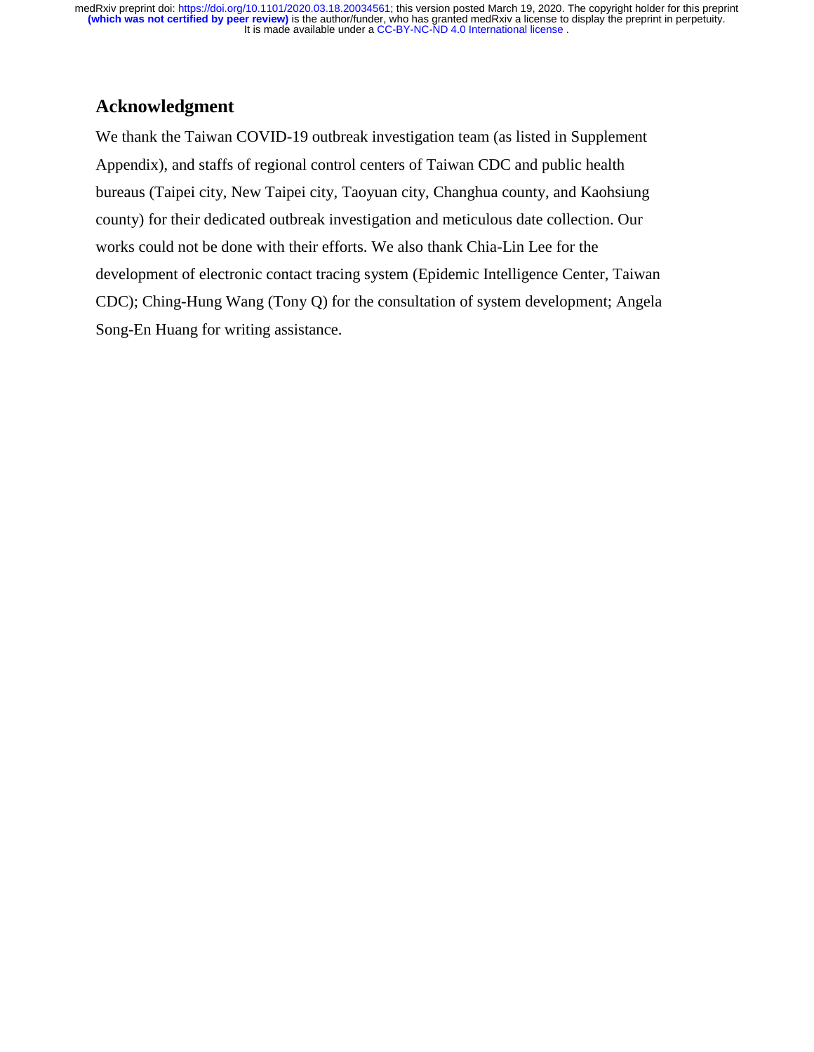## Acknowledgment

We thank the Taiwan COVID-19 outbreak investigation team (as listed in Supplement Appendix), and staffs of regional control centers of Taiwan CDC and public health bureaus (Taipei city, New Taipei city, Taoyuan city, Changhua county, and Kaohsiung county) for their dedicated outbreak investigation and meticulous date collection. Our works could not be done with their efforts. We also thank Chia-Lin Lee for the development of electronic contact tracing system (Epidemic Intelligence Center, Taiwan CDC); Ching-Hung Wang (Tony Q) for the consultation of system development; Angela Song-En Huang for writing assistance.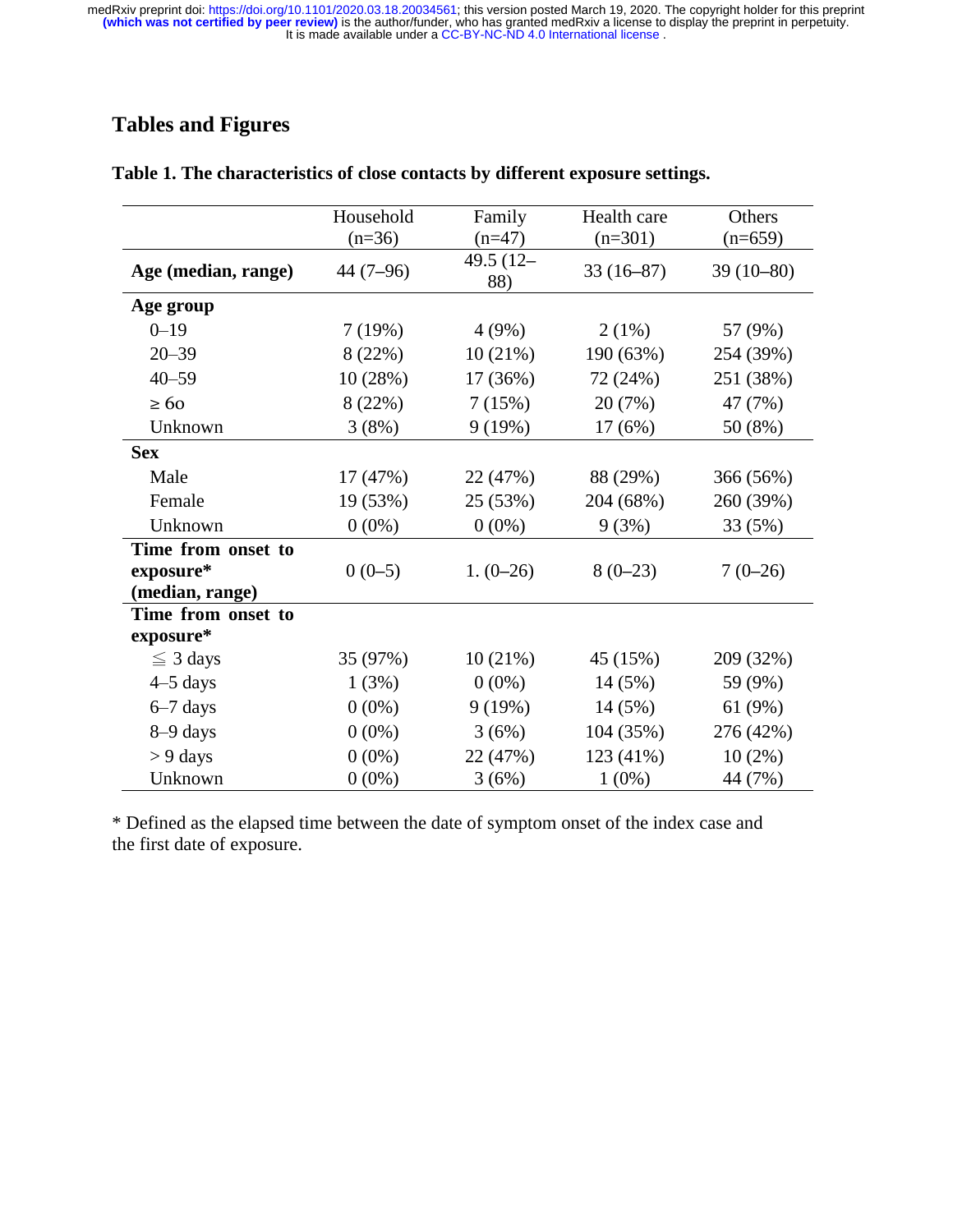# Tables and Figures

**Table 1. The characteristics of close contacts by different exposure settings.**

| | Household (n=36) | Family (n=47) | Health care (n=301) | Others (n=659) |
|---|---|---|---|---|
| **Age (median, range)** | 44 (7–96) | 49.5 (12–88) | 33 (16–87) | 39 (10–80) |
| **Age group** | | | | |
| 0–19 | 7 (19%) | 4 (9%) | 2 (1%) | 57 (9%) |
| 20–39 | 8 (22%) | 10 (21%) | 190 (63%) | 254 (39%) |
| 40–59 | 10 (28%) | 17 (36%) | 72 (24%) | 251 (38%) |
| ≥ 6o | 8 (22%) | 7 (15%) | 20 (7%) | 47 (7%) |
| Unknown | 3 (8%) | 9 (19%) | 17 (6%) | 50 (8%) |
| **Sex** | | | | |
| Male | 17 (47%) | 22 (47%) | 88 (29%) | 366 (56%) |
| Female | 19 (53%) | 25 (53%) | 204 (68%) | 260 (39%) |
| Unknown | 0 (0%) | 0 (0%) | 9 (3%) | 33 (5%) |
| **Time from onset to exposure* (median, range)** | 0 (0–5) | 1. (0–26) | 8 (0–23) | 7 (0–26) |
| **Time from onset to exposure*** | | | | |
| ≦ 3 days | 35 (97%) | 10 (21%) | 45 (15%) | 209 (32%) |
| 4–5 days | 1 (3%) | 0 (0%) | 14 (5%) | 59 (9%) |
| 6–7 days | 0 (0%) | 9 (19%) | 14 (5%) | 61 (9%) |
| 8–9 days | 0 (0%) | 3 (6%) | 104 (35%) | 276 (42%) |
| > 9 days | 0 (0%) | 22 (47%) | 123 (41%) | 10 (2%) |
| Unknown | 0 (0%) | 3 (6%) | 1 (0%) | 44 (7%) |

* Defined as the elapsed time between the date of symptom onset of the index case and the first date of exposure.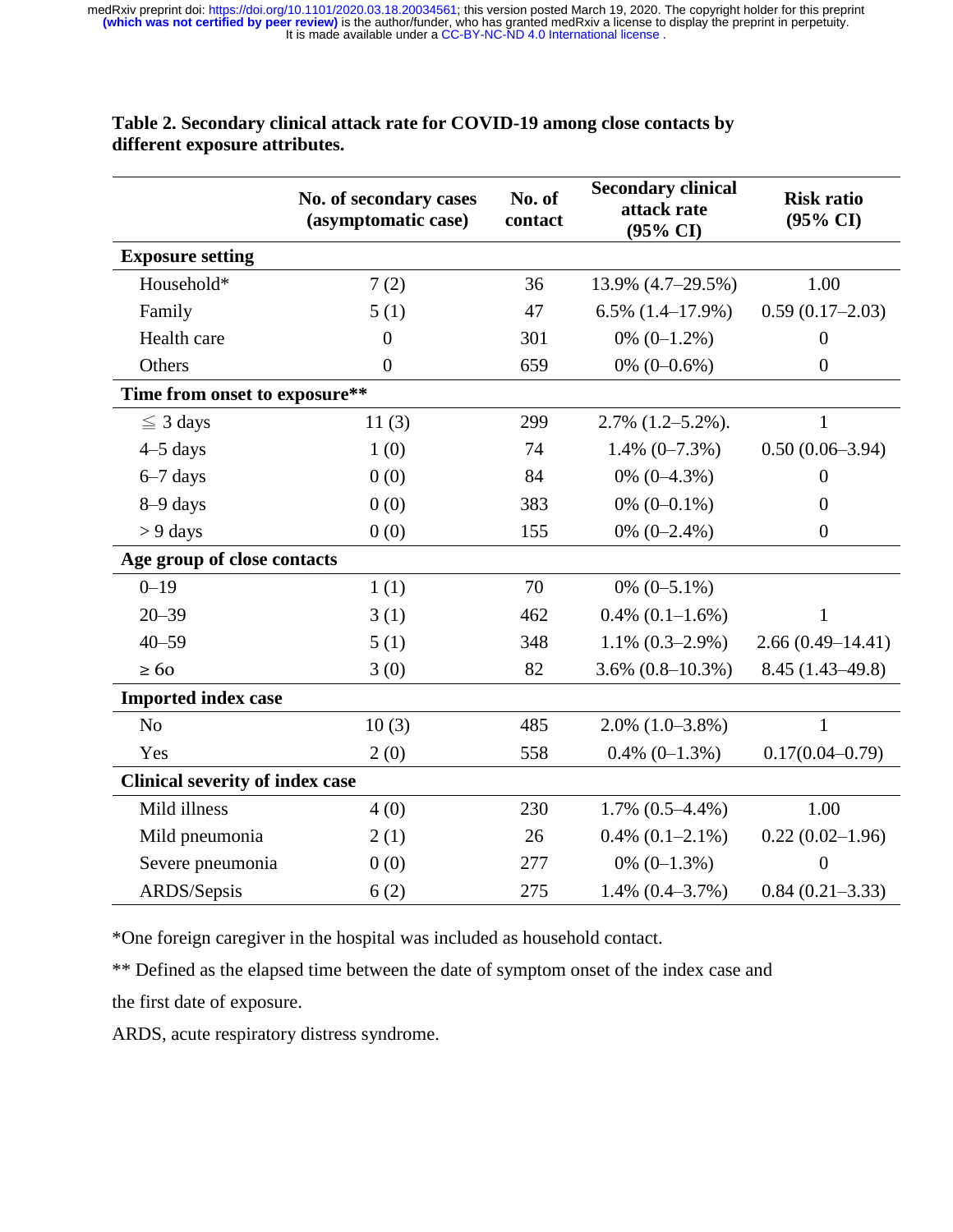**Table 2. Secondary clinical attack rate for COVID-19 among close contacts by different exposure attributes.**

| | No. of secondary cases (asymptomatic case) | No. of contact | Secondary clinical attack rate (95% CI) | Risk ratio (95% CI) |
|---|---|---|---|---|
| **Exposure setting** | | | | |
| Household* | 7 (2) | 36 | 13.9% (4.7–29.5%) | 1.00 |
| Family | 5 (1) | 47 | 6.5% (1.4–17.9%) | 0.59 (0.17–2.03) |
| Health care | 0 | 301 | 0% (0–1.2%) | 0 |
| Others | 0 | 659 | 0% (0–0.6%) | 0 |
| **Time from onset to exposure**** | | | | |
| ≦ 3 days | 11 (3) | 299 | 2.7% (1.2–5.2%). | 1 |
| 4–5 days | 1 (0) | 74 | 1.4% (0–7.3%) | 0.50 (0.06–3.94) |
| 6–7 days | 0 (0) | 84 | 0% (0–4.3%) | 0 |
| 8–9 days | 0 (0) | 383 | 0% (0–0.1%) | 0 |
| > 9 days | 0 (0) | 155 | 0% (0–2.4%) | 0 |
| **Age group of close contacts** | | | | |
| 0–19 | 1 (1) | 70 | 0% (0–5.1%) | |
| 20–39 | 3 (1) | 462 | 0.4% (0.1–1.6%) | 1 |
| 40–59 | 5 (1) | 348 | 1.1% (0.3–2.9%) | 2.66 (0.49–14.41) |
| ≥ 6o | 3 (0) | 82 | 3.6% (0.8–10.3%) | 8.45 (1.43–49.8) |
| **Imported index case** | | | | |
| No | 10 (3) | 485 | 2.0% (1.0–3.8%) | 1 |
| Yes | 2 (0) | 558 | 0.4% (0–1.3%) | 0.17(0.04–0.79) |
| **Clinical severity of index case** | | | | |
| Mild illness | 4 (0) | 230 | 1.7% (0.5–4.4%) | 1.00 |
| Mild pneumonia | 2 (1) | 26 | 0.4% (0.1–2.1%) | 0.22 (0.02–1.96) |
| Severe pneumonia | 0 (0) | 277 | 0% (0–1.3%) | 0 |
| ARDS/Sepsis | 6 (2) | 275 | 1.4% (0.4–3.7%) | 0.84 (0.21–3.33) |

*One foreign caregiver in the hospital was included as household contact.

** Defined as the elapsed time between the date of symptom onset of the index case and the first date of exposure.

ARDS, acute respiratory distress syndrome.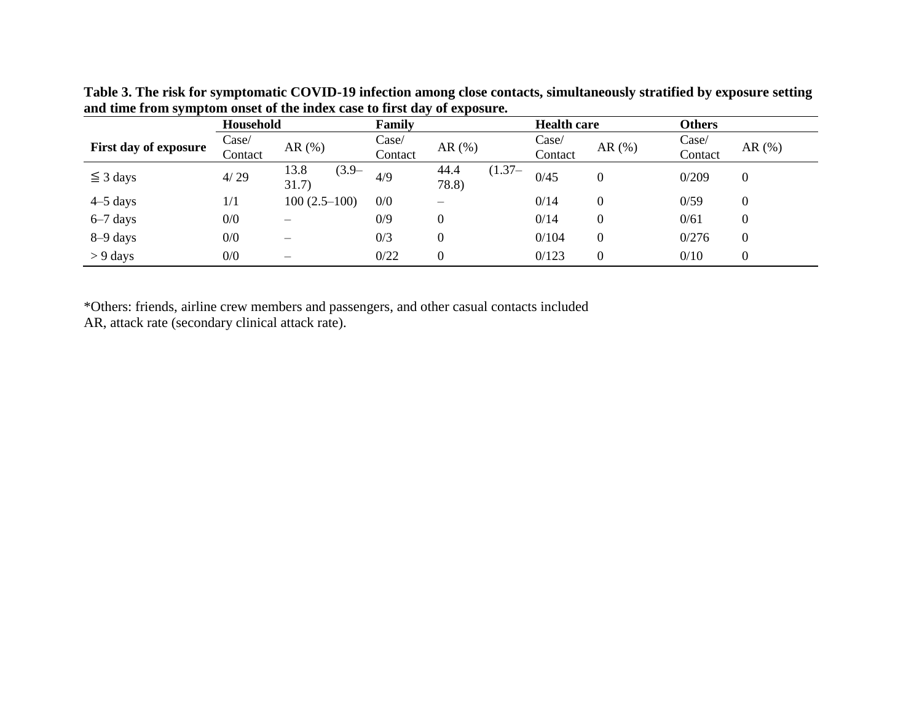**Table 3. The risk for symptomatic COVID-19 infection among close contacts, simultaneously stratified by exposure setting and time from symptom onset of the index case to first day of exposure.**

| First day of exposure | Household | | Family | | Health care | | Others | |
|---|---|---|---|---|---|---|---|---|
| | Case/ Contact | AR (%) | Case/ Contact | AR (%) | Case/ Contact | AR (%) | Case/ Contact | AR (%) |
| ≦ 3 days | 4/ 29 | 13.8 (3.9–31.7) | 4/9 | 44.4 (1.37–78.8) | 0/45 | 0 | 0/209 | 0 |
| 4–5 days | 1/1 | 100 (2.5–100) | 0/0 | – | 0/14 | 0 | 0/59 | 0 |
| 6–7 days | 0/0 | – | 0/9 | 0 | 0/14 | 0 | 0/61 | 0 |
| 8–9 days | 0/0 | – | 0/3 | 0 | 0/104 | 0 | 0/276 | 0 |
| > 9 days | 0/0 | – | 0/22 | 0 | 0/123 | 0 | 0/10 | 0 |

*Others: friends, airline crew members and passengers, and other casual contacts included
AR, attack rate (secondary clinical attack rate).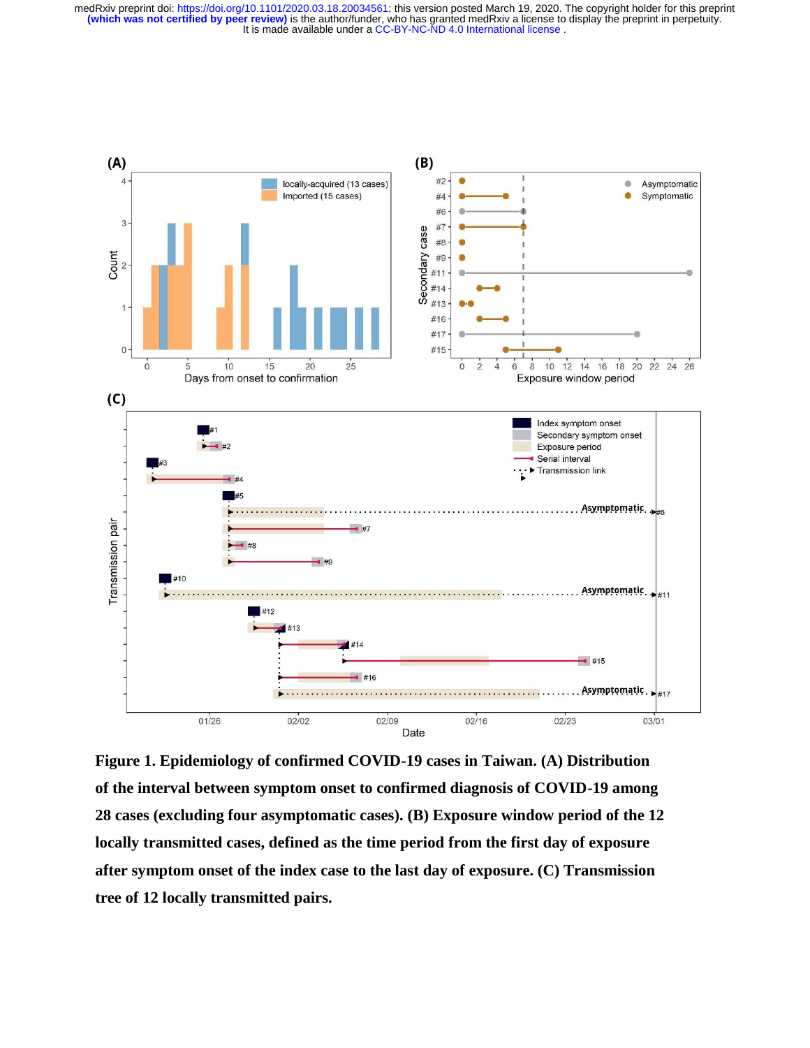**Figure 1. Epidemiology of confirmed COVID-19 cases in Taiwan. (A) Distribution of the interval between symptom onset to confirmed diagnosis of COVID-19 among 28 cases (excluding four asymptomatic cases). (B) Exposure window period of the 12 locally transmitted cases, defined as the time period from the first day of exposure after symptom onset of the index case to the last day of exposure. (C) Transmission tree of 12 locally transmitted pairs.**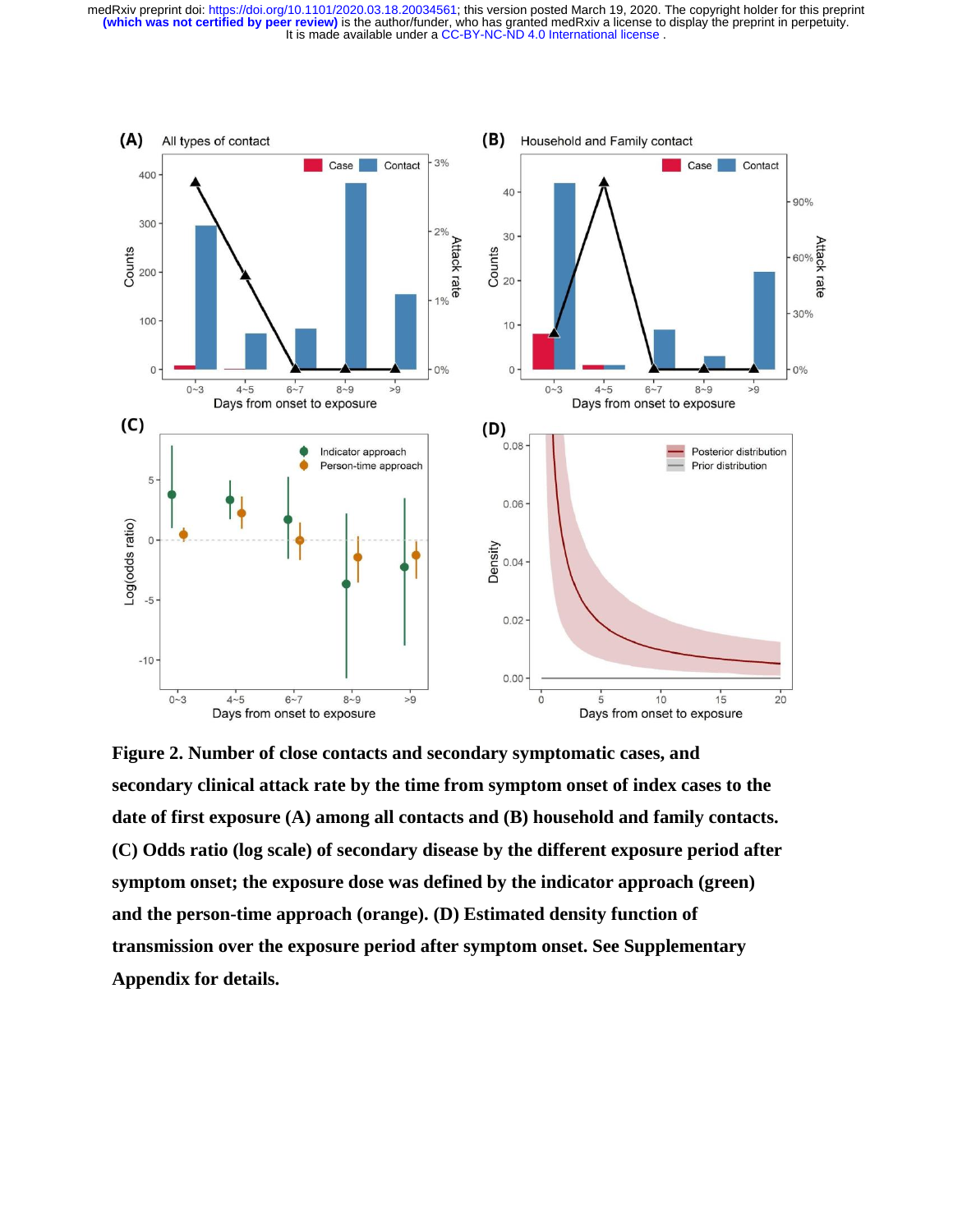**Figure 2. Number of close contacts and secondary symptomatic cases, and secondary clinical attack rate by the time from symptom onset of index cases to the date of first exposure (A) among all contacts and (B) household and family contacts. (C) Odds ratio (log scale) of secondary disease by the different exposure period after symptom onset; the exposure dose was defined by the indicator approach (green) and the person-time approach (orange). (D) Estimated density function of transmission over the exposure period after symptom onset. See Supplementary Appendix for details.**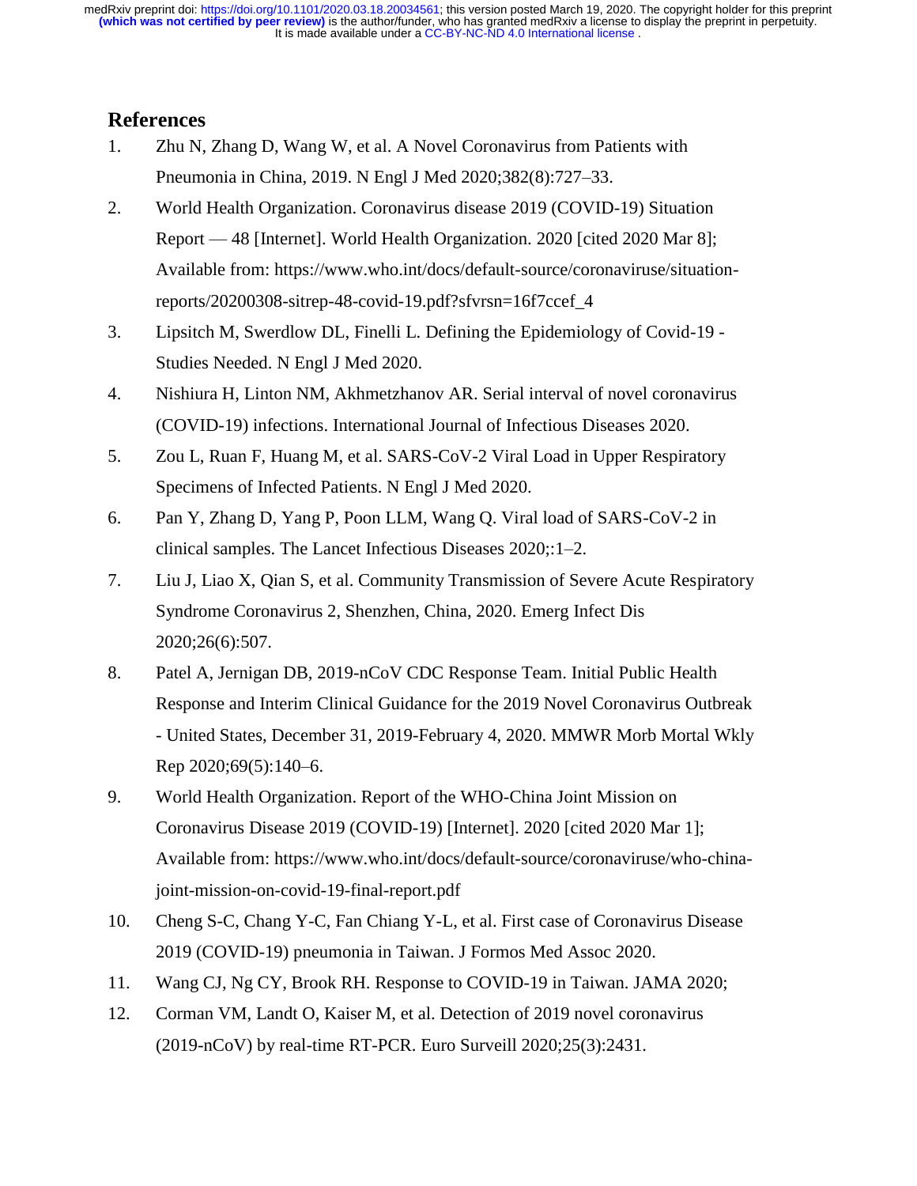## References

1. Zhu N, Zhang D, Wang W, et al. A Novel Coronavirus from Patients with Pneumonia in China, 2019. N Engl J Med 2020;382(8):727–33.
2. World Health Organization. Coronavirus disease 2019 (COVID-19) Situation Report — 48 [Internet]. World Health Organization. 2020 [cited 2020 Mar 8]; Available from: https://www.who.int/docs/default-source/coronaviruse/situation-reports/20200308-sitrep-48-covid-19.pdf?sfvrsn=16f7ccef_4
3. Lipsitch M, Swerdlow DL, Finelli L. Defining the Epidemiology of Covid-19 - Studies Needed. N Engl J Med 2020.
4. Nishiura H, Linton NM, Akhmetzhanov AR. Serial interval of novel coronavirus (COVID-19) infections. International Journal of Infectious Diseases 2020.
5. Zou L, Ruan F, Huang M, et al. SARS-CoV-2 Viral Load in Upper Respiratory Specimens of Infected Patients. N Engl J Med 2020.
6. Pan Y, Zhang D, Yang P, Poon LLM, Wang Q. Viral load of SARS-CoV-2 in clinical samples. The Lancet Infectious Diseases 2020;:1–2.
7. Liu J, Liao X, Qian S, et al. Community Transmission of Severe Acute Respiratory Syndrome Coronavirus 2, Shenzhen, China, 2020. Emerg Infect Dis 2020;26(6):507.
8. Patel A, Jernigan DB, 2019-nCoV CDC Response Team. Initial Public Health Response and Interim Clinical Guidance for the 2019 Novel Coronavirus Outbreak - United States, December 31, 2019-February 4, 2020. MMWR Morb Mortal Wkly Rep 2020;69(5):140–6.
9. World Health Organization. Report of the WHO-China Joint Mission on Coronavirus Disease 2019 (COVID-19) [Internet]. 2020 [cited 2020 Mar 1]; Available from: https://www.who.int/docs/default-source/coronaviruse/who-china-joint-mission-on-covid-19-final-report.pdf
10. Cheng S-C, Chang Y-C, Fan Chiang Y-L, et al. First case of Coronavirus Disease 2019 (COVID-19) pneumonia in Taiwan. J Formos Med Assoc 2020.
11. Wang CJ, Ng CY, Brook RH. Response to COVID-19 in Taiwan. JAMA 2020;
12. Corman VM, Landt O, Kaiser M, et al. Detection of 2019 novel coronavirus (2019-nCoV) by real-time RT-PCR. Euro Surveill 2020;25(3):2431.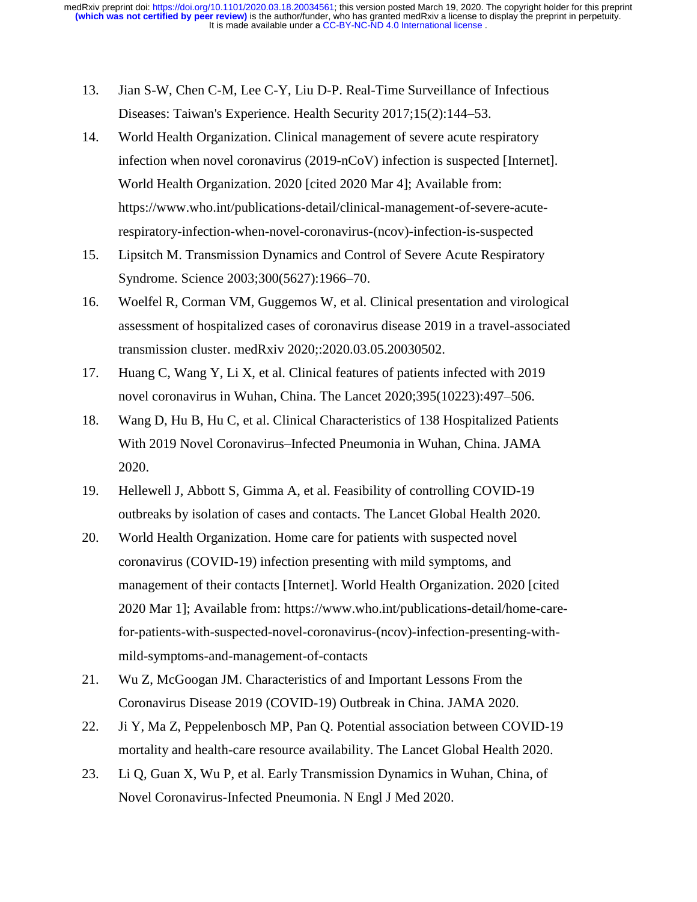13. Jian S-W, Chen C-M, Lee C-Y, Liu D-P. Real-Time Surveillance of Infectious Diseases: Taiwan's Experience. Health Security 2017;15(2):144–53.
14. World Health Organization. Clinical management of severe acute respiratory infection when novel coronavirus (2019-nCoV) infection is suspected [Internet]. World Health Organization. 2020 [cited 2020 Mar 4]; Available from: https://www.who.int/publications-detail/clinical-management-of-severe-acute-respiratory-infection-when-novel-coronavirus-(ncov)-infection-is-suspected
15. Lipsitch M. Transmission Dynamics and Control of Severe Acute Respiratory Syndrome. Science 2003;300(5627):1966–70.
16. Woelfel R, Corman VM, Guggemos W, et al. Clinical presentation and virological assessment of hospitalized cases of coronavirus disease 2019 in a travel-associated transmission cluster. medRxiv 2020;:2020.03.05.20030502.
17. Huang C, Wang Y, Li X, et al. Clinical features of patients infected with 2019 novel coronavirus in Wuhan, China. The Lancet 2020;395(10223):497–506.
18. Wang D, Hu B, Hu C, et al. Clinical Characteristics of 138 Hospitalized Patients With 2019 Novel Coronavirus–Infected Pneumonia in Wuhan, China. JAMA 2020.
19. Hellewell J, Abbott S, Gimma A, et al. Feasibility of controlling COVID-19 outbreaks by isolation of cases and contacts. The Lancet Global Health 2020.
20. World Health Organization. Home care for patients with suspected novel coronavirus (COVID-19) infection presenting with mild symptoms, and management of their contacts [Internet]. World Health Organization. 2020 [cited 2020 Mar 1]; Available from: https://www.who.int/publications-detail/home-care-for-patients-with-suspected-novel-coronavirus-(ncov)-infection-presenting-with-mild-symptoms-and-management-of-contacts
21. Wu Z, McGoogan JM. Characteristics of and Important Lessons From the Coronavirus Disease 2019 (COVID-19) Outbreak in China. JAMA 2020.
22. Ji Y, Ma Z, Peppelenbosch MP, Pan Q. Potential association between COVID-19 mortality and health-care resource availability. The Lancet Global Health 2020.
23. Li Q, Guan X, Wu P, et al. Early Transmission Dynamics in Wuhan, China, of Novel Coronavirus-Infected Pneumonia. N Engl J Med 2020.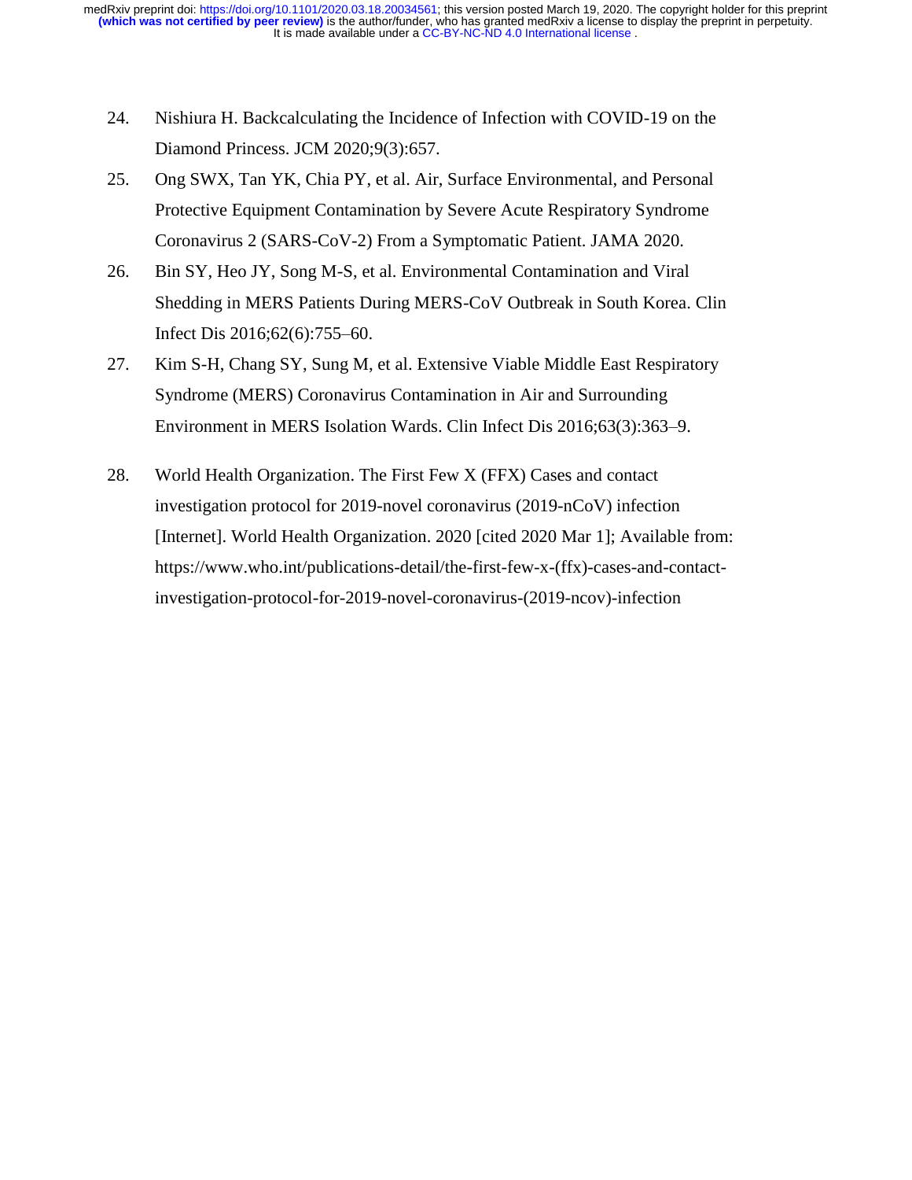24. Nishiura H. Backcalculating the Incidence of Infection with COVID-19 on the Diamond Princess. JCM 2020;9(3):657.
25. Ong SWX, Tan YK, Chia PY, et al. Air, Surface Environmental, and Personal Protective Equipment Contamination by Severe Acute Respiratory Syndrome Coronavirus 2 (SARS-CoV-2) From a Symptomatic Patient. JAMA 2020.
26. Bin SY, Heo JY, Song M-S, et al. Environmental Contamination and Viral Shedding in MERS Patients During MERS-CoV Outbreak in South Korea. Clin Infect Dis 2016;62(6):755–60.
27. Kim S-H, Chang SY, Sung M, et al. Extensive Viable Middle East Respiratory Syndrome (MERS) Coronavirus Contamination in Air and Surrounding Environment in MERS Isolation Wards. Clin Infect Dis 2016;63(3):363–9.
28. World Health Organization. The First Few X (FFX) Cases and contact investigation protocol for 2019-novel coronavirus (2019-nCoV) infection [Internet]. World Health Organization. 2020 [cited 2020 Mar 1]; Available from: https://www.who.int/publications-detail/the-first-few-x-(ffx)-cases-and-contact-investigation-protocol-for-2019-novel-coronavirus-(2019-ncov)-infection